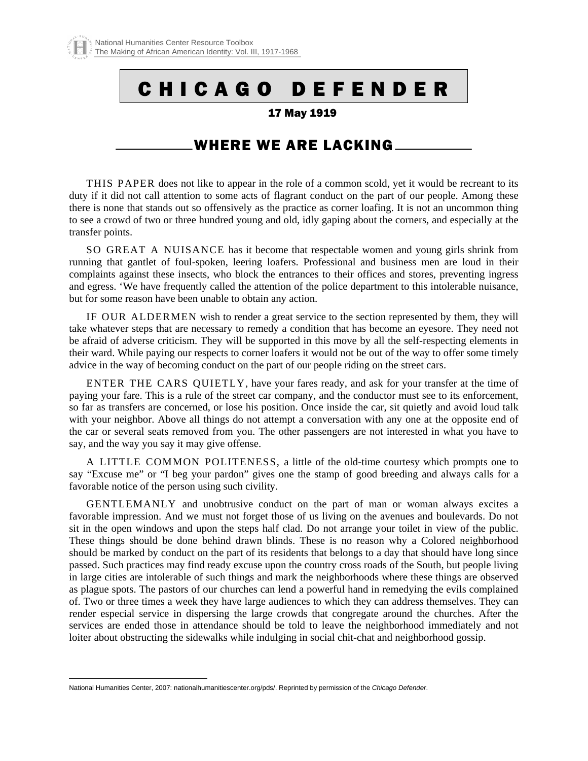# CHICAGO DEFENDER

**17 May 1919**

## WHERE WE ARE LACKING

THIS PAPER does not like to appear in the role of a common scold, yet it would be recreant to its duty if it did not call attention to some acts of flagrant conduct on the part of our people. Among these there is none that stands out so offensively as the practice as corner loafing. It is not an uncommon thing to see a crowd of two or three hundred young and old, idly gaping about the corners, and especially at the transfer points.

SO GREAT A NUISANCE has it become that respectable women and young girls shrink from running that gantlet of foul-spoken, leering loafers. Professional and business men are loud in their complaints against these insects, who block the entrances to their offices and stores, preventing ingress and egress. 'We have frequently called the attention of the police department to this intolerable nuisance, but for some reason have been unable to obtain any action.

IF OUR ALDERMEN wish to render a great service to the section represented by them, they will take whatever steps that are necessary to remedy a condition that has become an eyesore. They need not be afraid of adverse criticism. They will be supported in this move by all the self-respecting elements in their ward. While paying our respects to corner loafers it would not be out of the way to offer some timely advice in the way of becoming conduct on the part of our people riding on the street cars.

ENTER THE CARS QUIETLY, have your fares ready, and ask for your transfer at the time of paying your fare. This is a rule of the street car company, and the conductor must see to its enforcement, so far as transfers are concerned, or lose his position. Once inside the car, sit quietly and avoid loud talk with your neighbor. Above all things do not attempt a conversation with any one at the opposite end of the car or several seats removed from you. The other passengers are not interested in what you have to say, and the way you say it may give offense.

A LITTLE COMMON POLITENESS, a little of the old-time courtesy which prompts one to say "Excuse me" or "I beg your pardon" gives one the stamp of good breeding and always calls for a favorable notice of the person using such civility.

GENTLEMANLY and unobtrusive conduct on the part of man or woman always excites a favorable impression. And we must not forget those of us living on the avenues and boulevards. Do not sit in the open windows and upon the steps half clad. Do not arrange your toilet in view of the public. These things should be done behind drawn blinds. These is no reason why a Colored neighborhood should be marked by conduct on the part of its residents that belongs to a day that should have long since passed. Such practices may find ready excuse upon the country cross roads of the South, but people living in large cities are intolerable of such things and mark the neighborhoods where these things are observed as plague spots. The pastors of our churches can lend a powerful hand in remedying the evils complained of. Two or three times a week they have large audiences to which they can address themselves. They can render especial service in dispersing the large crowds that congregate around the churches. After the services are ended those in attendance should be told to leave the neighborhood immediately and not loiter about obstructing the sidewalks while indulging in social chit-chat and neighborhood gossip.

---

National Humanities Center, 2007: nationalhumanitiescenter.org/pds/. Reprinted by permission of the *Chicago Defender*.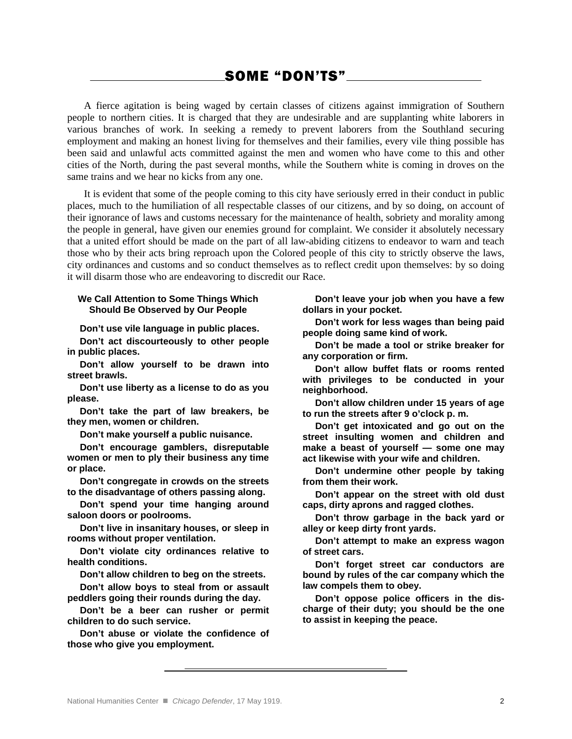## SOME "DON'TS"

A fierce agitation is being waged by certain classes of citizens against immigration of Southern people to northern cities. It is charged that they are undesirable and are supplanting white laborers in various branches of work. In seeking a remedy to prevent laborers from the Southland securing employment and making an honest living for themselves and their families, every vile thing possible has been said and unlawful acts committed against the men and women who have come to this and other cities of the North, during the past several months, while the Southern white is coming in droves on the same trains and we hear no kicks from any one.

It is evident that some of the people coming to this city have seriously erred in their conduct in public places, much to the humiliation of all respectable classes of our citizens, and by so doing, on account of their ignorance of laws and customs necessary for the maintenance of health, sobriety and morality among the people in general, have given our enemies ground for complaint. We consider it absolutely necessary that a united effort should be made on the part of all law-abiding citizens to endeavor to warn and teach those who by their acts bring reproach upon the Colored people of this city to strictly observe the laws, city ordinances and customs and so conduct themselves as to reflect credit upon themselves: by so doing it will disarm those who are endeavoring to discredit our Race.

**We Call Attention to Some Things Which Should Be Observed by Our People**

**Don't use vile language in public places.**

**Don't act discourteously to other people in public places.**

**Don't allow yourself to be drawn into street brawls.**

**Don't use liberty as a license to do as you please.**

**Don't take the part of law breakers, be they men, women or children.**

**Don't make yourself a public nuisance.**

**Don't encourage gamblers, disreputable women or men to ply their business any time or place.**

**Don't congregate in crowds on the streets to the disadvantage of others passing along.**

**Don't spend your time hanging around saloon doors or poolrooms.**

**Don't live in insanitary houses, or sleep in rooms without proper ventilation.**

**Don't violate city ordinances relative to health conditions.**

**Don't allow children to beg on the streets.**

**Don't allow boys to steal from or assault peddlers going their rounds during the day.**

**Don't be a beer can rusher or permit children to do such service.**

**Don't abuse or violate the confidence of those who give you employment.**

**Don't leave your job when you have a few dollars in your pocket.**

**Don't work for less wages than being paid people doing same kind of work.**

**Don't be made a tool or strike breaker for any corporation or firm.**

**Don't allow buffet flats or rooms rented with privileges to be conducted in your neighborhood.**

**Don't allow children under 15 years of age to run the streets after 9 o'clock p. m.**

**Don't get intoxicated and go out on the street insulting women and children and make a beast of yourself — some one may act likewise with your wife and children.**

**Don't undermine other people by taking from them their work.**

**Don't appear on the street with old dust caps, dirty aprons and ragged clothes.**

**Don't throw garbage in the back yard or alley or keep dirty front yards.**

**Don't attempt to make an express wagon of street cars.**

**Don't forget street car conductors are bound by rules of the car company which the law compels them to obey.**

**Don't oppose police officers in the discharge of their duty; you should be the one to assist in keeping the peace.**

National Humanities Center ■ *Chicago Defender*, 17 May 1919.